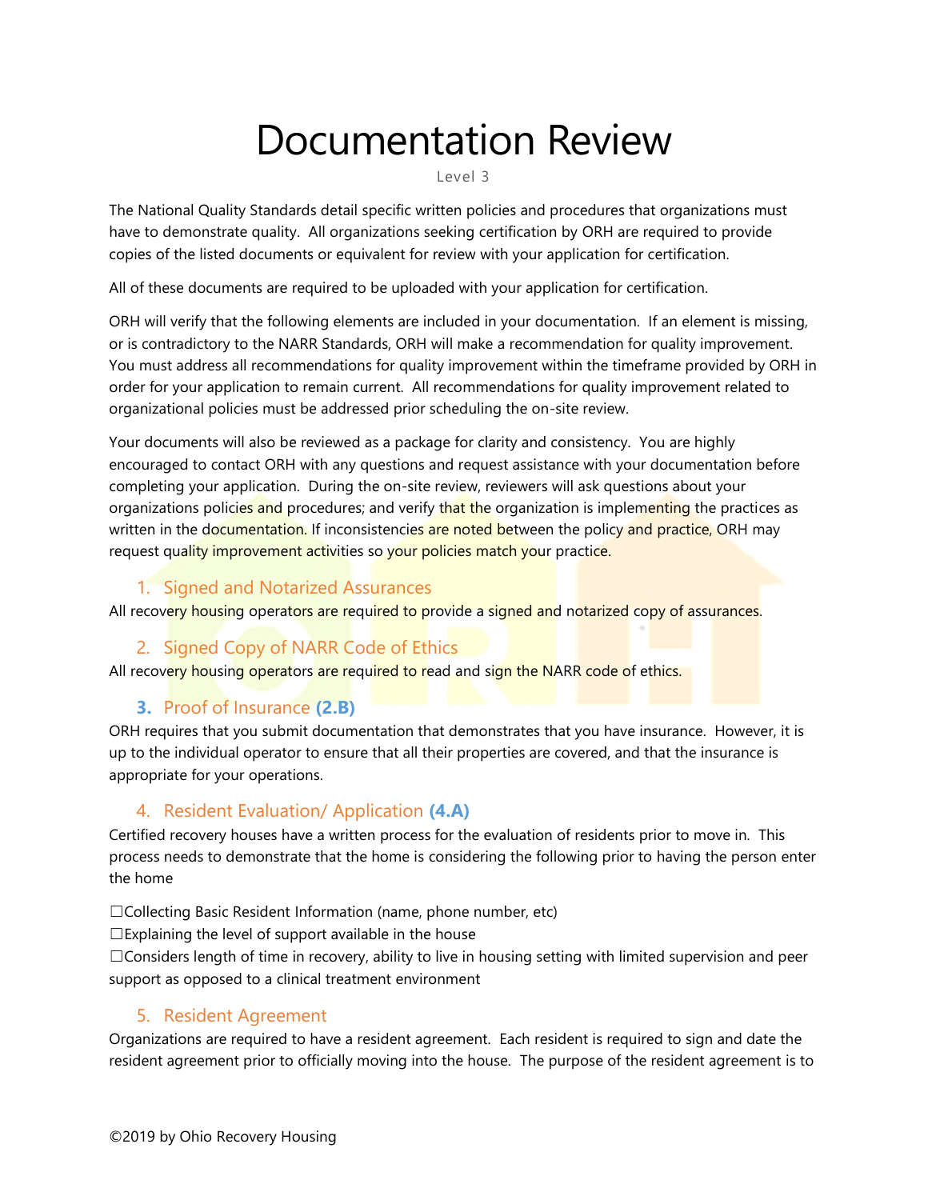# Documentation Review

Level 3

The National Quality Standards detail specific written policies and procedures that organizations must have to demonstrate quality. All organizations seeking certification by ORH are required to provide copies of the listed documents or equivalent for review with your application for certification.

All of these documents are required to be uploaded with your application for certification.

ORH will verify that the following elements are included in your documentation. If an element is missing, or is contradictory to the NARR Standards, ORH will make a recommendation for quality improvement. You must address all recommendations for quality improvement within the timeframe provided by ORH in order for your application to remain current. All recommendations for quality improvement related to organizational policies must be addressed prior scheduling the on-site review.

Your documents will also be reviewed as a package for clarity and consistency. You are highly encouraged to contact ORH with any questions and request assistance with your documentation before completing your application. During the on-site review, reviewers will ask questions about your organizations policies and procedures; and verify that the organization is implementing the practices as written in the documentation. If inconsistencies are noted between the policy and practice, ORH may request quality improvement activities so your policies match your practice.

## 1. Signed and Notarized Assurances

All recovery housing operators are required to provide a signed and notarized copy of assurances.

## 2. Signed Copy of NARR Code of Ethics

All recovery housing operators are required to read and sign the NARR code of ethics.

## 3. Proof of Insurance **(2.B)**

ORH requires that you submit documentation that demonstrates that you have insurance. However, it is up to the individual operator to ensure that all their properties are covered, and that the insurance is appropriate for your operations.

## 4. Resident Evaluation/ Application **(4.A)**

Certified recovery houses have a written process for the evaluation of residents prior to move in. This process needs to demonstrate that the home is considering the following prior to having the person enter the home

☐Collecting Basic Resident Information (name, phone number, etc)
☐Explaining the level of support available in the house
☐Considers length of time in recovery, ability to live in housing setting with limited supervision and peer support as opposed to a clinical treatment environment

## 5. Resident Agreement

Organizations are required to have a resident agreement. Each resident is required to sign and date the resident agreement prior to officially moving into the house. The purpose of the resident agreement is to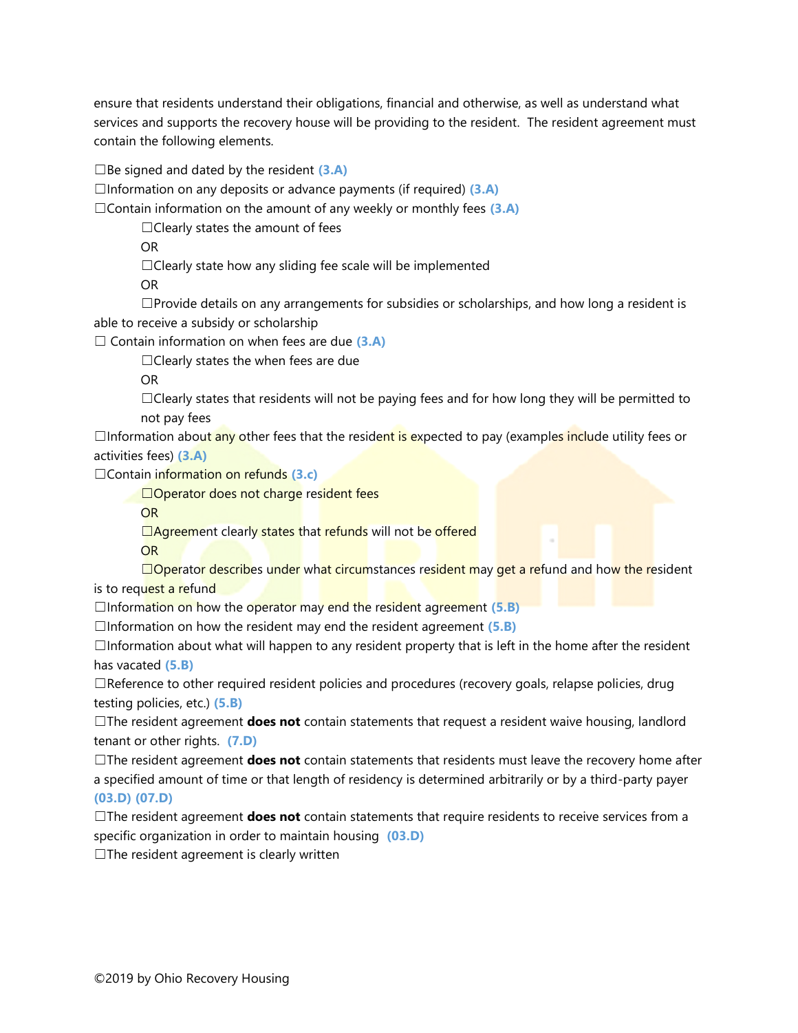ensure that residents understand their obligations, financial and otherwise, as well as understand what services and supports the recovery house will be providing to the resident. The resident agreement must contain the following elements.

☐Be signed and dated by the resident **(3.A)**
☐Information on any deposits or advance payments (if required) **(3.A)**
☐Contain information on the amount of any weekly or monthly fees **(3.A)**

   ☐Clearly states the amount of fees
   OR
   ☐Clearly state how any sliding fee scale will be implemented
   OR
   ☐Provide details on any arrangements for subsidies or scholarships, and how long a resident is able to receive a subsidy or scholarship

☐ Contain information on when fees are due **(3.A)**

   ☐Clearly states the when fees are due
   OR
   ☐Clearly states that residents will not be paying fees and for how long they will be permitted to not pay fees

☐Information about any other fees that the resident is expected to pay (examples include utility fees or activities fees) **(3.A)**
☐Contain information on refunds **(3.c)**

   ☐Operator does not charge resident fees
   OR
   ☐Agreement clearly states that refunds will not be offered
   OR
   ☐Operator describes under what circumstances resident may get a refund and how the resident is to request a refund

☐Information on how the operator may end the resident agreement **(5.B)**
☐Information on how the resident may end the resident agreement **(5.B)**
☐Information about what will happen to any resident property that is left in the home after the resident has vacated **(5.B)**
☐Reference to other required resident policies and procedures (recovery goals, relapse policies, drug testing policies, etc.) **(5.B)**
☐The resident agreement **does not** contain statements that request a resident waive housing, landlord tenant or other rights. **(7.D)**
☐The resident agreement **does not** contain statements that residents must leave the recovery home after a specified amount of time or that length of residency is determined arbitrarily or by a third-party payer **(03.D) (07.D)**
☐The resident agreement **does not** contain statements that require residents to receive services from a specific organization in order to maintain housing **(03.D)**
☐The resident agreement is clearly written

©2019 by Ohio Recovery Housing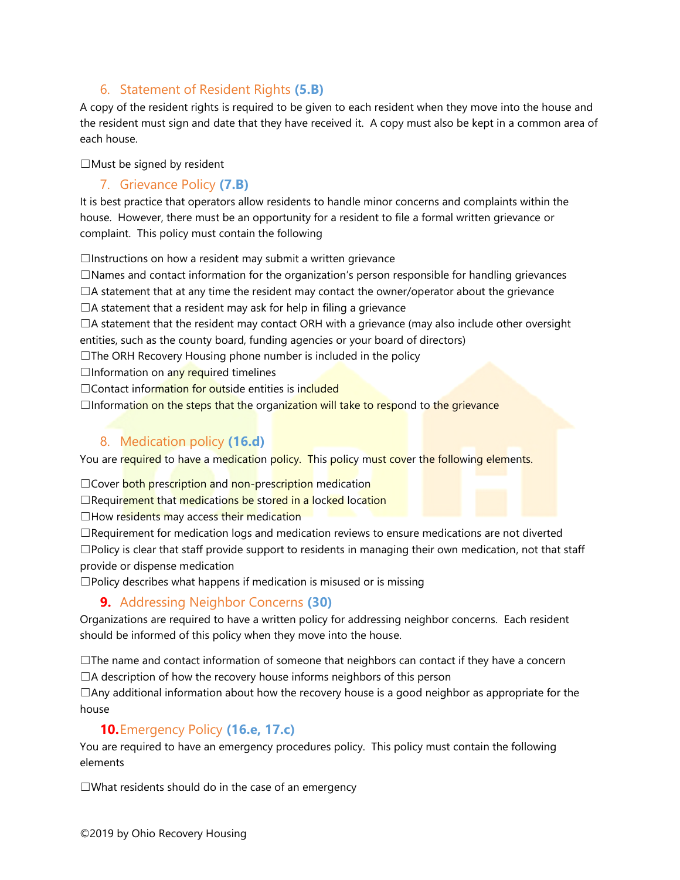## 6. Statement of Resident Rights **(5.B)**

A copy of the resident rights is required to be given to each resident when they move into the house and the resident must sign and date that they have received it. A copy must also be kept in a common area of each house.

☐Must be signed by resident

## 7. Grievance Policy **(7.B)**

It is best practice that operators allow residents to handle minor concerns and complaints within the house. However, there must be an opportunity for a resident to file a formal written grievance or complaint. This policy must contain the following

☐Instructions on how a resident may submit a written grievance
☐Names and contact information for the organization's person responsible for handling grievances
☐A statement that at any time the resident may contact the owner/operator about the grievance
☐A statement that a resident may ask for help in filing a grievance
☐A statement that the resident may contact ORH with a grievance (may also include other oversight entities, such as the county board, funding agencies or your board of directors)
☐The ORH Recovery Housing phone number is included in the policy
☐Information on any required timelines
☐Contact information for outside entities is included
☐Information on the steps that the organization will take to respond to the grievance

## 8. Medication policy **(16.d)**

You are required to have a medication policy. This policy must cover the following elements.

☐Cover both prescription and non-prescription medication
☐Requirement that medications be stored in a locked location
☐How residents may access their medication
☐Requirement for medication logs and medication reviews to ensure medications are not diverted
☐Policy is clear that staff provide support to residents in managing their own medication, not that staff provide or dispense medication
☐Policy describes what happens if medication is misused or is missing

## **9.** Addressing Neighbor Concerns **(30)**

Organizations are required to have a written policy for addressing neighbor concerns. Each resident should be informed of this policy when they move into the house.

☐The name and contact information of someone that neighbors can contact if they have a concern
☐A description of how the recovery house informs neighbors of this person
☐Any additional information about how the recovery house is a good neighbor as appropriate for the house

## **10.** Emergency Policy **(16.e, 17.c)**

You are required to have an emergency procedures policy. This policy must contain the following elements

☐What residents should do in the case of an emergency

©2019 by Ohio Recovery Housing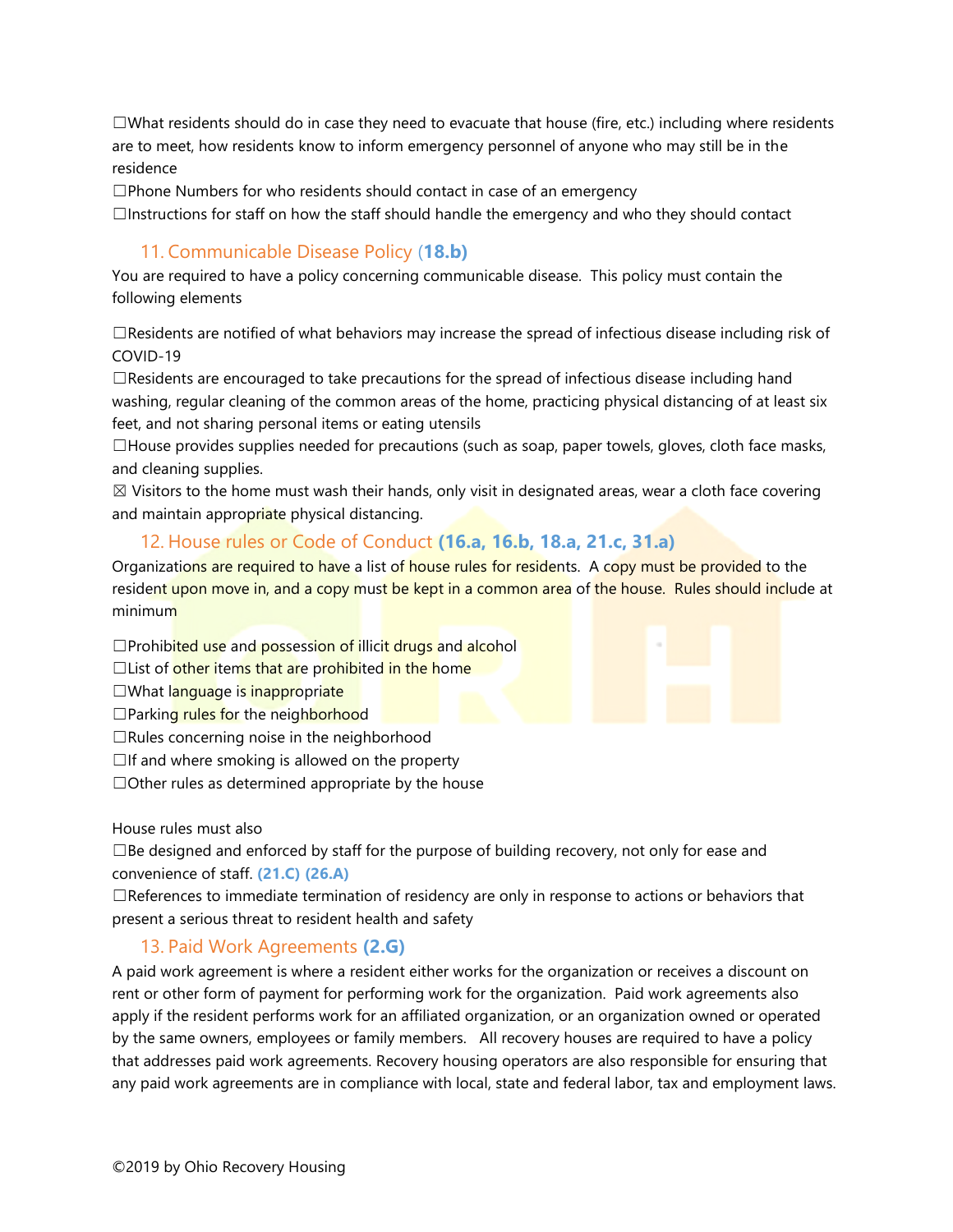☐What residents should do in case they need to evacuate that house (fire, etc.) including where residents are to meet, how residents know to inform emergency personnel of anyone who may still be in the residence
☐Phone Numbers for who residents should contact in case of an emergency
☐Instructions for staff on how the staff should handle the emergency and who they should contact

### 11. Communicable Disease Policy (**18.b)**

You are required to have a policy concerning communicable disease. This policy must contain the following elements

☐Residents are notified of what behaviors may increase the spread of infectious disease including risk of COVID-19
☐Residents are encouraged to take precautions for the spread of infectious disease including hand washing, regular cleaning of the common areas of the home, practicing physical distancing of at least six feet, and not sharing personal items or eating utensils
☐House provides supplies needed for precautions (such as soap, paper towels, gloves, cloth face masks, and cleaning supplies.
☒ Visitors to the home must wash their hands, only visit in designated areas, wear a cloth face covering and maintain appropriate physical distancing.

### 12. House rules or Code of Conduct **(16.a, 16.b, 18.a, 21.c, 31.a)**

Organizations are required to have a list of house rules for residents. A copy must be provided to the resident upon move in, and a copy must be kept in a common area of the house. Rules should include at minimum

☐Prohibited use and possession of illicit drugs and alcohol
☐List of other items that are prohibited in the home
☐What language is inappropriate
☐Parking rules for the neighborhood
☐Rules concerning noise in the neighborhood
☐If and where smoking is allowed on the property
☐Other rules as determined appropriate by the house

House rules must also
☐Be designed and enforced by staff for the purpose of building recovery, not only for ease and convenience of staff. **(21.C) (26.A)**
☐References to immediate termination of residency are only in response to actions or behaviors that present a serious threat to resident health and safety

### 13. Paid Work Agreements **(2.G)**

A paid work agreement is where a resident either works for the organization or receives a discount on rent or other form of payment for performing work for the organization. Paid work agreements also apply if the resident performs work for an affiliated organization, or an organization owned or operated by the same owners, employees or family members. All recovery houses are required to have a policy that addresses paid work agreements. Recovery housing operators are also responsible for ensuring that any paid work agreements are in compliance with local, state and federal labor, tax and employment laws.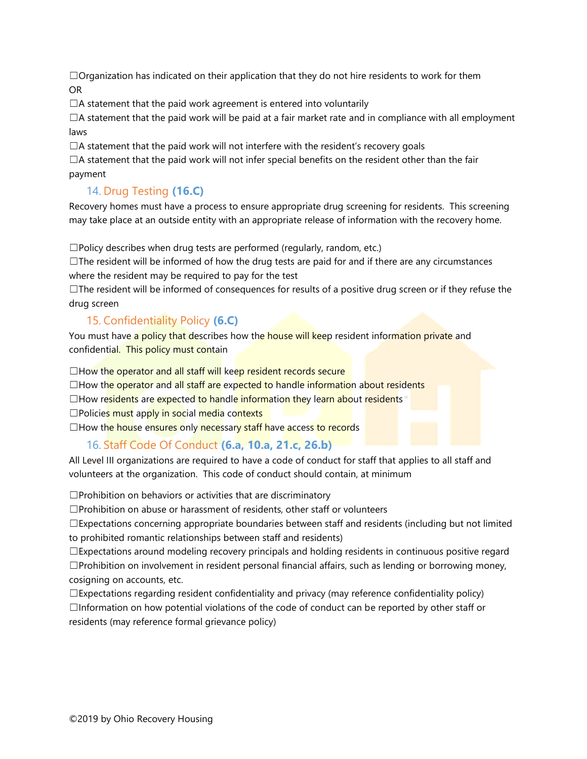☐Organization has indicated on their application that they do not hire residents to work for them
OR
☐A statement that the paid work agreement is entered into voluntarily
☐A statement that the paid work will be paid at a fair market rate and in compliance with all employment laws
☐A statement that the paid work will not interfere with the resident's recovery goals
☐A statement that the paid work will not infer special benefits on the resident other than the fair payment

### 14. Drug Testing **(16.C)**

Recovery homes must have a process to ensure appropriate drug screening for residents. This screening may take place at an outside entity with an appropriate release of information with the recovery home.

☐Policy describes when drug tests are performed (regularly, random, etc.)
☐The resident will be informed of how the drug tests are paid for and if there are any circumstances where the resident may be required to pay for the test
☐The resident will be informed of consequences for results of a positive drug screen or if they refuse the drug screen

### 15. Confidentiality Policy **(6.C)**

You must have a policy that describes how the house will keep resident information private and confidential. This policy must contain

☐How the operator and all staff will keep resident records secure
☐How the operator and all staff are expected to handle information about residents
☐How residents are expected to handle information they learn about residents
☐Policies must apply in social media contexts
☐How the house ensures only necessary staff have access to records

### 16. Staff Code Of Conduct **(6.a, 10.a, 21.c, 26.b)**

All Level III organizations are required to have a code of conduct for staff that applies to all staff and volunteers at the organization. This code of conduct should contain, at minimum

☐Prohibition on behaviors or activities that are discriminatory
☐Prohibition on abuse or harassment of residents, other staff or volunteers
☐Expectations concerning appropriate boundaries between staff and residents (including but not limited to prohibited romantic relationships between staff and residents)
☐Expectations around modeling recovery principals and holding residents in continuous positive regard
☐Prohibition on involvement in resident personal financial affairs, such as lending or borrowing money, cosigning on accounts, etc.
☐Expectations regarding resident confidentiality and privacy (may reference confidentiality policy)
☐Information on how potential violations of the code of conduct can be reported by other staff or residents (may reference formal grievance policy)

©2019 by Ohio Recovery Housing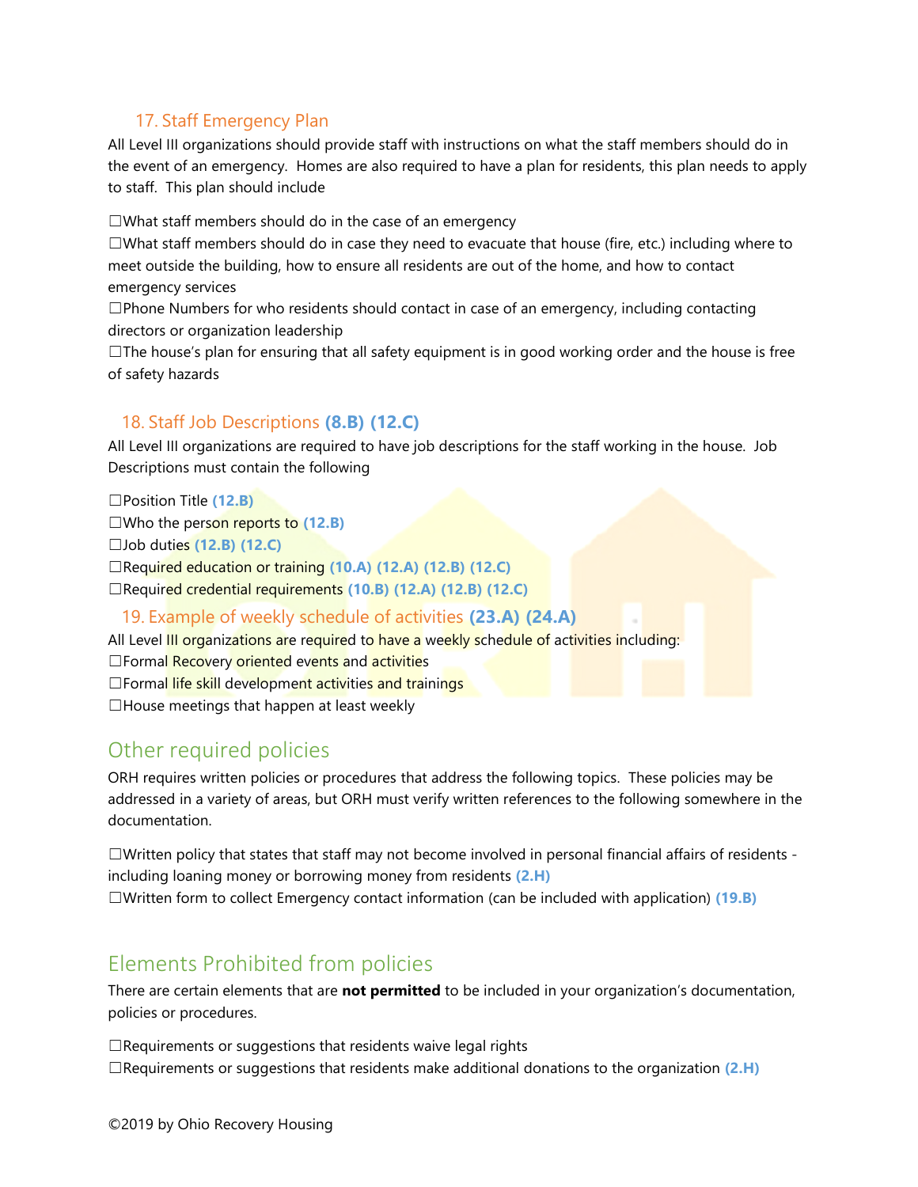### 17. Staff Emergency Plan

All Level III organizations should provide staff with instructions on what the staff members should do in the event of an emergency. Homes are also required to have a plan for residents, this plan needs to apply to staff. This plan should include

☐What staff members should do in the case of an emergency
☐What staff members should do in case they need to evacuate that house (fire, etc.) including where to meet outside the building, how to ensure all residents are out of the home, and how to contact emergency services
☐Phone Numbers for who residents should contact in case of an emergency, including contacting directors or organization leadership
☐The house's plan for ensuring that all safety equipment is in good working order and the house is free of safety hazards

### 18. Staff Job Descriptions **(8.B) (12.C)**

All Level III organizations are required to have job descriptions for the staff working in the house. Job Descriptions must contain the following

☐Position Title **(12.B)**
☐Who the person reports to **(12.B)**
☐Job duties **(12.B) (12.C)**
☐Required education or training **(10.A) (12.A) (12.B) (12.C)**
☐Required credential requirements **(10.B) (12.A) (12.B) (12.C)**

### 19. Example of weekly schedule of activities **(23.A) (24.A)**

All Level III organizations are required to have a weekly schedule of activities including:
☐Formal Recovery oriented events and activities
☐Formal life skill development activities and trainings
☐House meetings that happen at least weekly

## Other required policies

ORH requires written policies or procedures that address the following topics. These policies may be addressed in a variety of areas, but ORH must verify written references to the following somewhere in the documentation.

☐Written policy that states that staff may not become involved in personal financial affairs of residents - including loaning money or borrowing money from residents **(2.H)**
☐Written form to collect Emergency contact information (can be included with application) **(19.B)**

## Elements Prohibited from policies

There are certain elements that are **not permitted** to be included in your organization's documentation, policies or procedures.

☐Requirements or suggestions that residents waive legal rights
☐Requirements or suggestions that residents make additional donations to the organization **(2.H)**

©2019 by Ohio Recovery Housing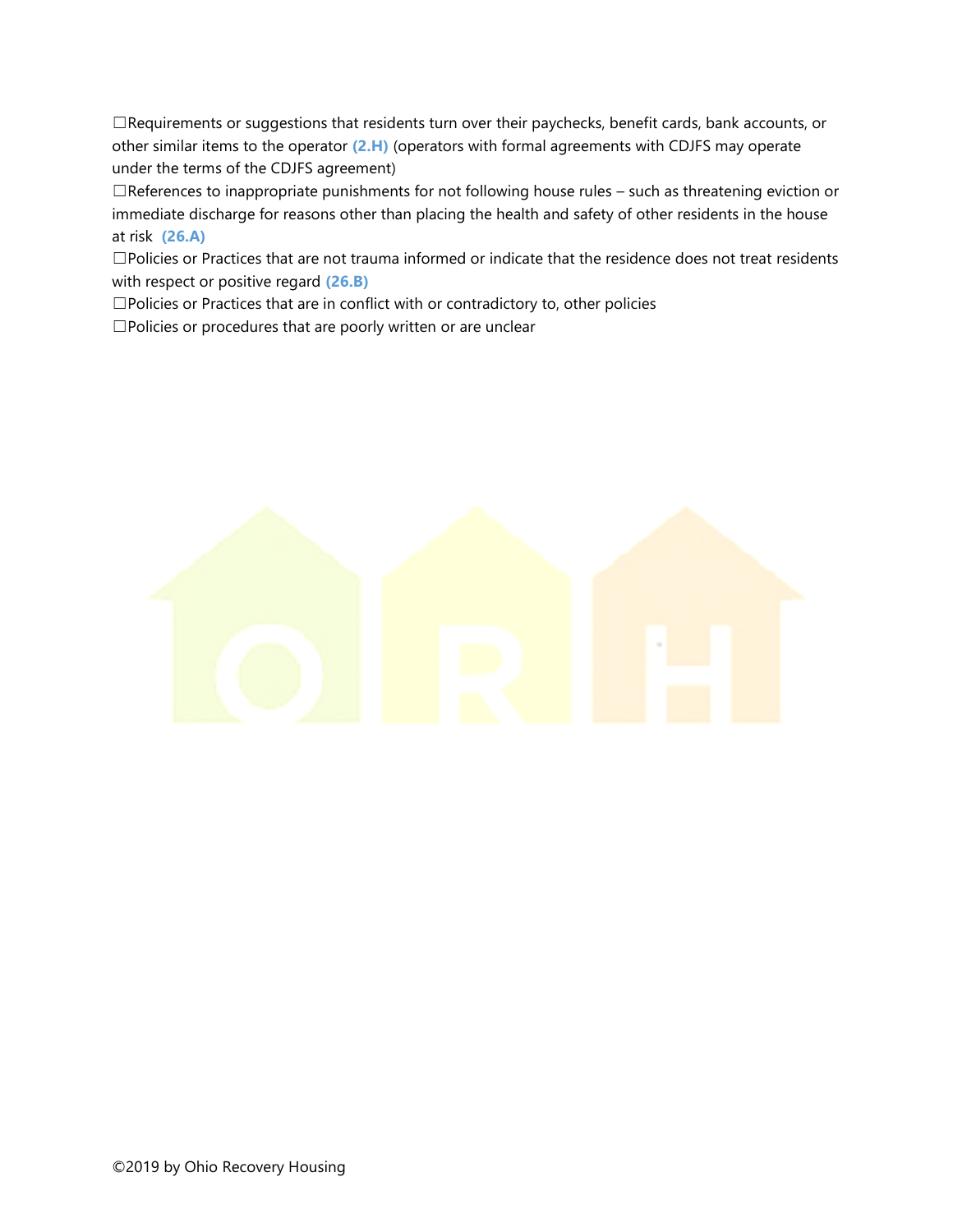☐Requirements or suggestions that residents turn over their paychecks, benefit cards, bank accounts, or other similar items to the operator **(2.H)** (operators with formal agreements with CDJFS may operate under the terms of the CDJFS agreement)

☐References to inappropriate punishments for not following house rules – such as threatening eviction or immediate discharge for reasons other than placing the health and safety of other residents in the house at risk **(26.A)**

☐Policies or Practices that are not trauma informed or indicate that the residence does not treat residents with respect or positive regard **(26.B)**

☐Policies or Practices that are in conflict with or contradictory to, other policies

☐Policies or procedures that are poorly written or are unclear

©2019 by Ohio Recovery Housing